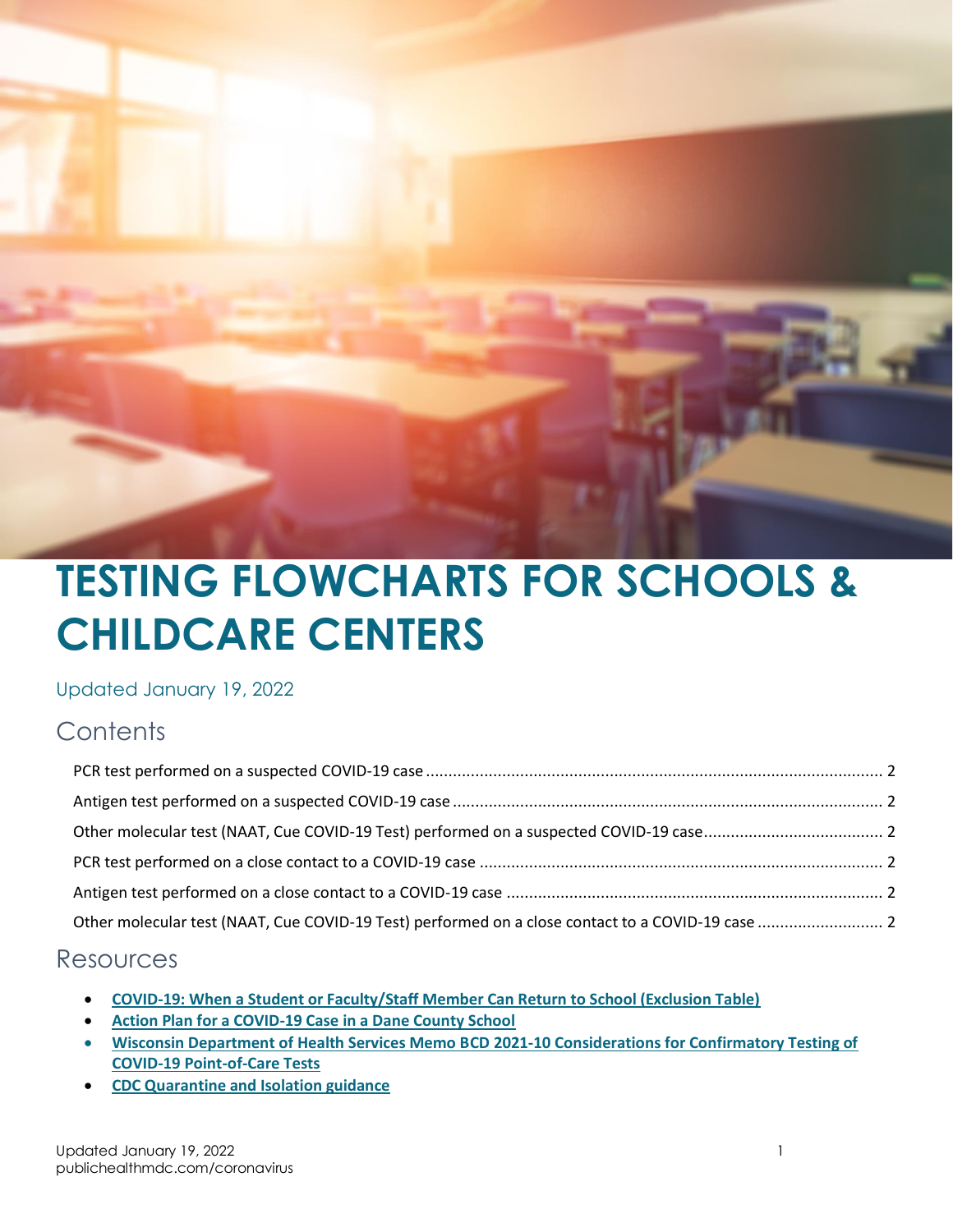# TESTING FLOWCHARTS FOR SCHOOLS & CHILDCARE CENTERS

Updated January 19, 2022

## Contents

- PCR test performed on a suspected COVID-19 case ..... 2
- Antigen test performed on a suspected COVID-19 case ..... 2
- Other molecular test (NAAT, Cue COVID-19 Test) performed on a suspected COVID-19 case ..... 2
- PCR test performed on a close contact to a COVID-19 case ..... 2
- Antigen test performed on a close contact to a COVID-19 case ..... 2
- Other molecular test (NAAT, Cue COVID-19 Test) performed on a close contact to a COVID-19 case ..... 2

## Resources

- **COVID-19: When a Student or Faculty/Staff Member Can Return to School (Exclusion Table)**
- **Action Plan for a COVID-19 Case in a Dane County School**
- **Wisconsin Department of Health Services Memo BCD 2021-10 Considerations for Confirmatory Testing of COVID-19 Point-of-Care Tests**
- **CDC Quarantine and Isolation guidance**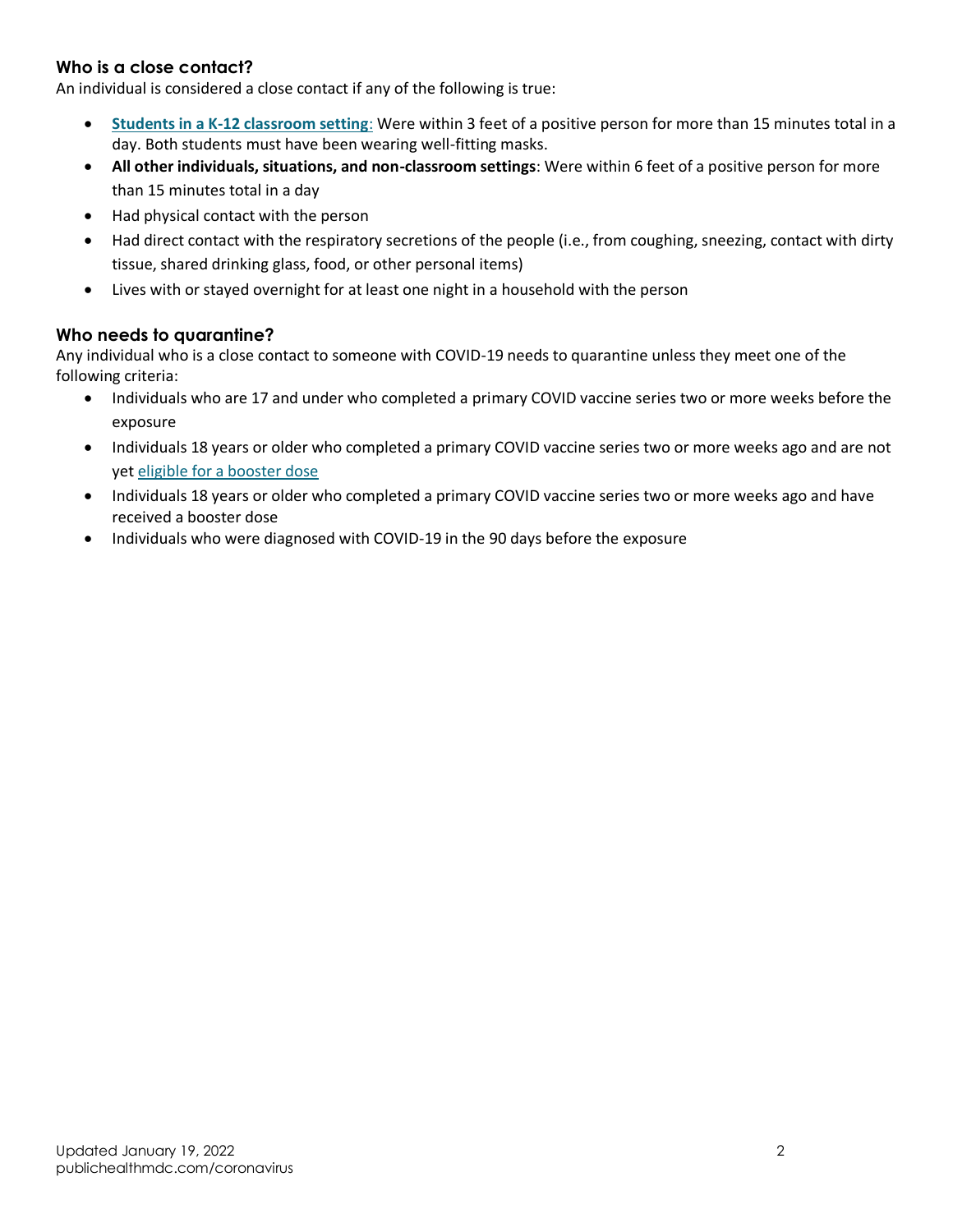### Who is a close contact?

An individual is considered a close contact if any of the following is true:

- **Students in a K-12 classroom setting**: Were within 3 feet of a positive person for more than 15 minutes total in a day. Both students must have been wearing well-fitting masks.
- **All other individuals, situations, and non-classroom settings**: Were within 6 feet of a positive person for more than 15 minutes total in a day
- Had physical contact with the person
- Had direct contact with the respiratory secretions of the people (i.e., from coughing, sneezing, contact with dirty tissue, shared drinking glass, food, or other personal items)
- Lives with or stayed overnight for at least one night in a household with the person

### Who needs to quarantine?

Any individual who is a close contact to someone with COVID-19 needs to quarantine unless they meet one of the following criteria:

- Individuals who are 17 and under who completed a primary COVID vaccine series two or more weeks before the exposure
- Individuals 18 years or older who completed a primary COVID vaccine series two or more weeks ago and are not yet eligible for a booster dose
- Individuals 18 years or older who completed a primary COVID vaccine series two or more weeks ago and have received a booster dose
- Individuals who were diagnosed with COVID-19 in the 90 days before the exposure

Updated January 19, 2022
publichealthmdc.com/coronavirus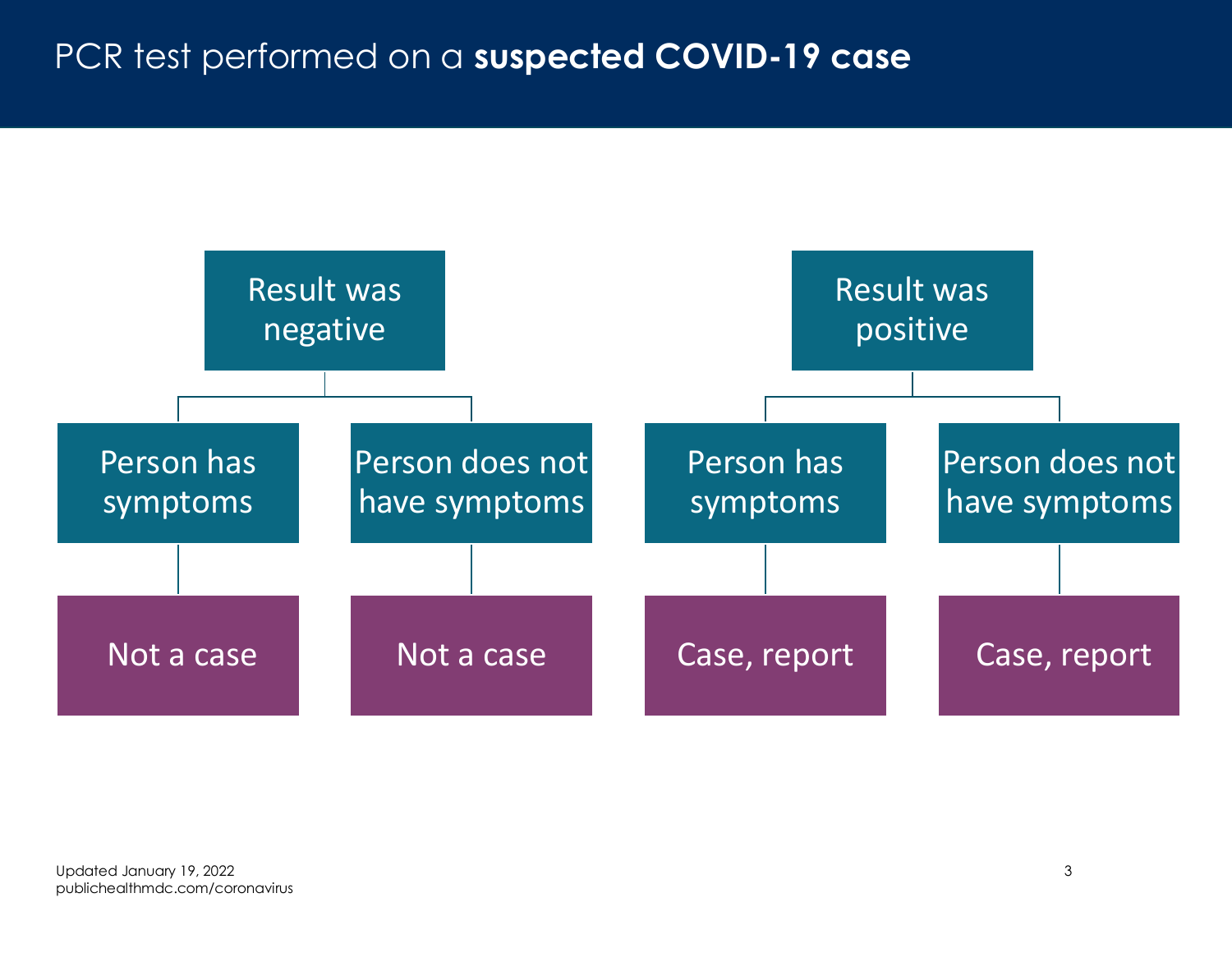# PCR test performed on a **suspected COVID-19 case**

- **Result was negative**
  - Person has symptoms
    - Not a case
  - Person does not have symptoms
    - Not a case
- **Result was positive**
  - Person has symptoms
    - Case, report
  - Person does not have symptoms
    - Case, report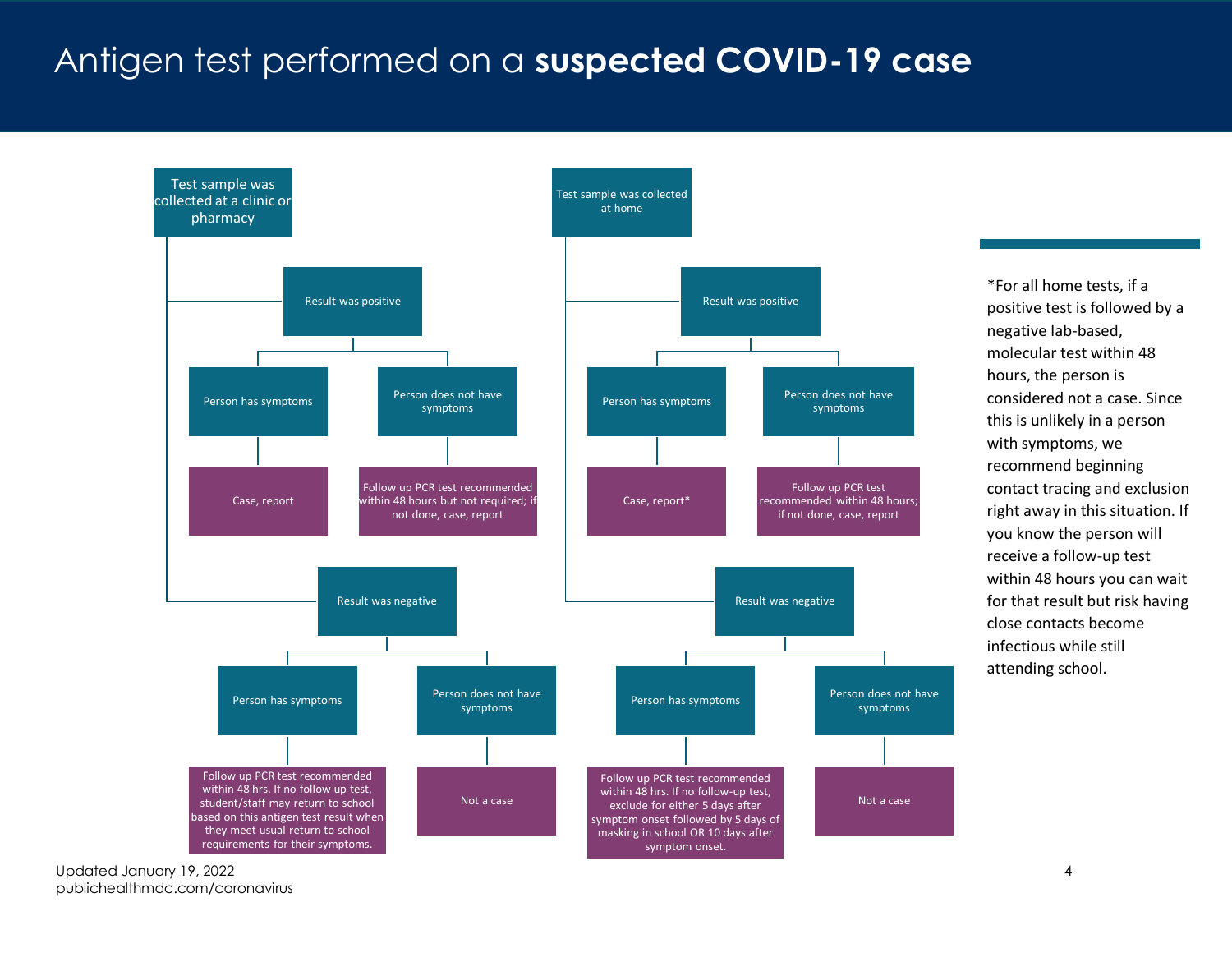# Antigen test performed on a **suspected COVID-19 case**

## Test sample was collected at a clinic or pharmacy

- **Result was positive**
  - Person has symptoms
    - Case, report
  - Person does not have symptoms
    - Follow up PCR test recommended within 48 hours but not required; if not done, case, report
- **Result was negative**
  - Person has symptoms
    - Follow up PCR test recommended within 48 hrs. If no follow up test, student/staff may return to school based on this antigen test result when they meet usual return to school requirements for their symptoms.
  - Person does not have symptoms
    - Not a case

## Test sample was collected at home

- **Result was positive**
  - Person has symptoms
    - Case, report*
  - Person does not have symptoms
    - Follow up PCR test recommended within 48 hours; if not done, case, report
- **Result was negative**
  - Person has symptoms
    - Follow up PCR test recommended within 48 hrs. If no follow-up test, exclude for either 5 days after symptom onset followed by 5 days of masking in school OR 10 days after symptom onset.
  - Person does not have symptoms
    - Not a case

*For all home tests, if a positive test is followed by a negative lab-based, molecular test within 48 hours, the person is considered not a case. Since this is unlikely in a person with symptoms, we recommend beginning contact tracing and exclusion right away in this situation. If you know the person will receive a follow-up test within 48 hours you can wait for that result but risk having close contacts become infectious while still attending school.

Updated January 19, 2022
publichealthmdc.com/coronavirus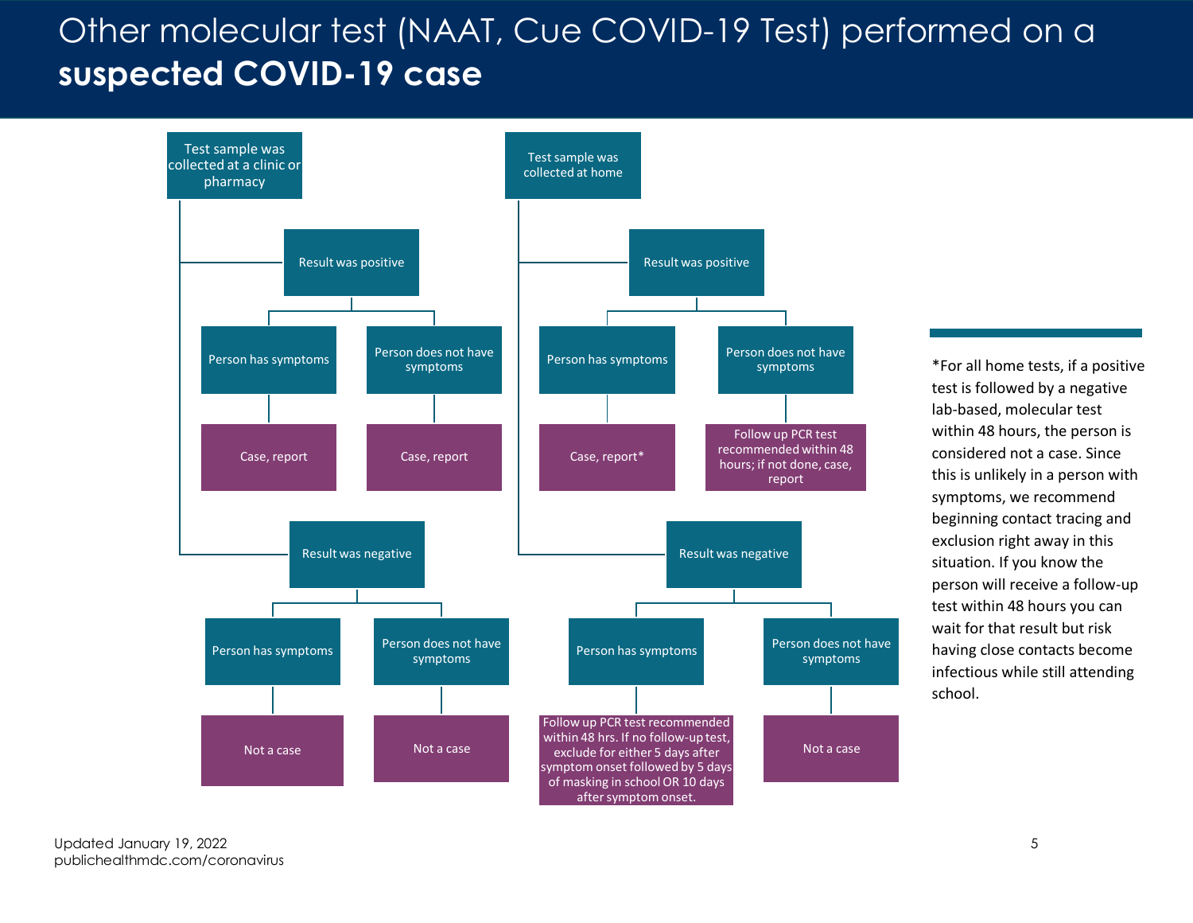# Other molecular test (NAAT, Cue COVID-19 Test) performed on a **suspected COVID-19 case**

## Test sample was collected at a clinic or pharmacy

- **Result was positive**
  - Person has symptoms → Case, report
  - Person does not have symptoms → Case, report
- **Result was negative**
  - Person has symptoms → Not a case
  - Person does not have symptoms → Not a case

## Test sample was collected at home

- **Result was positive**
  - Person has symptoms → Case, report*
  - Person does not have symptoms → Follow up PCR test recommended within 48 hours; if not done, case, report
- **Result was negative**
  - Person has symptoms → Follow up PCR test recommended within 48 hrs. If no follow-up test, exclude for either 5 days after symptom onset followed by 5 days of masking in school OR 10 days after symptom onset.
  - Person does not have symptoms → Not a case

*For all home tests, if a positive test is followed by a negative lab-based, molecular test within 48 hours, the person is considered not a case. Since this is unlikely in a person with symptoms, we recommend beginning contact tracing and exclusion right away in this situation. If you know the person will receive a follow-up test within 48 hours you can wait for that result but risk having close contacts become infectious while still attending school.

Updated January 19, 2022
publichealthmdc.com/coronavirus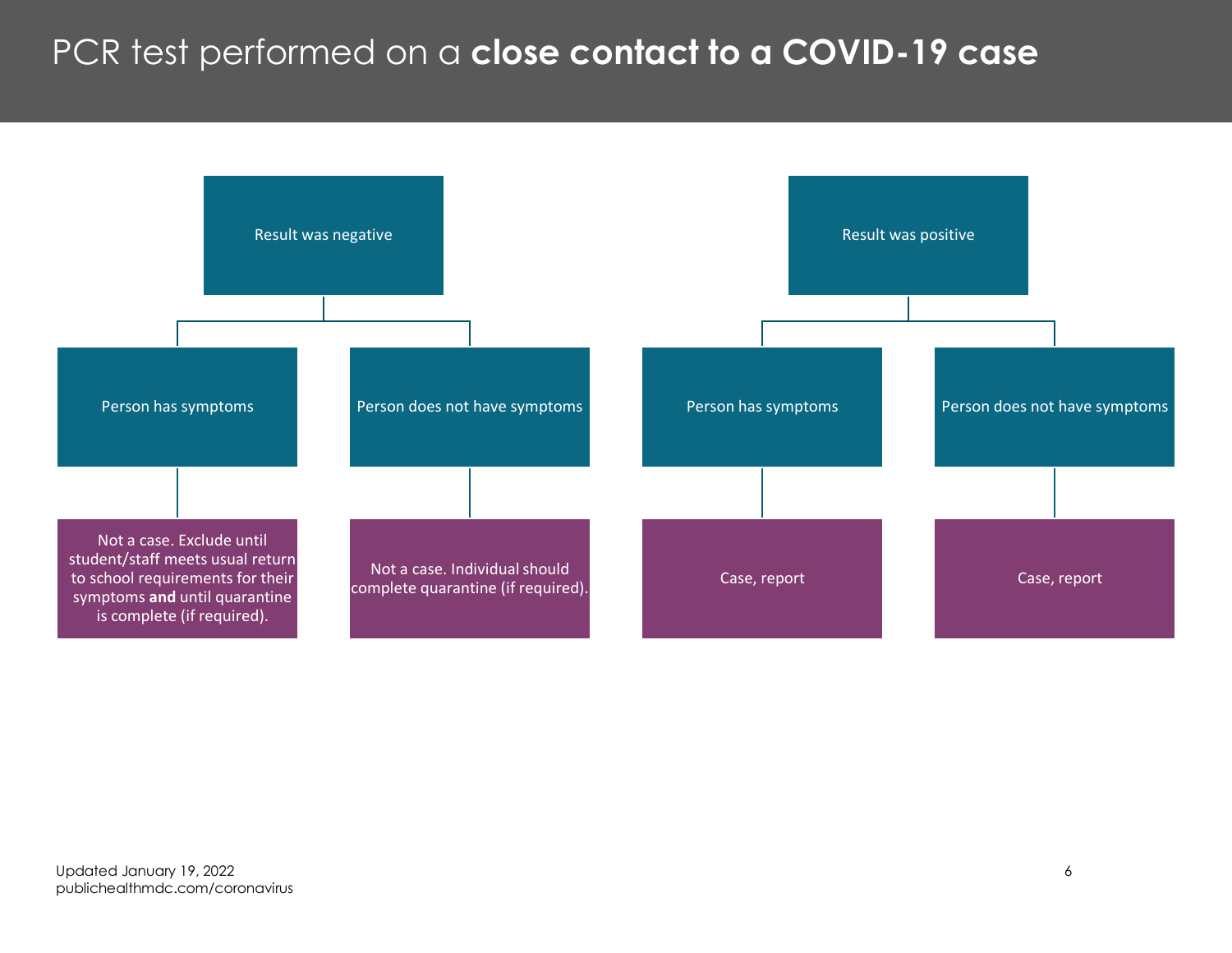# PCR test performed on a **close contact to a COVID-19 case**

- **Result was negative**
  - **Person has symptoms**
    - Not a case. Exclude until student/staff meets usual return to school requirements for their symptoms **and** until quarantine is complete (if required).
  - **Person does not have symptoms**
    - Not a case. Individual should complete quarantine (if required).
- **Result was positive**
  - **Person has symptoms**
    - Case, report
  - **Person does not have symptoms**
    - Case, report

Updated January 19, 2022
publichealthmdc.com/coronavirus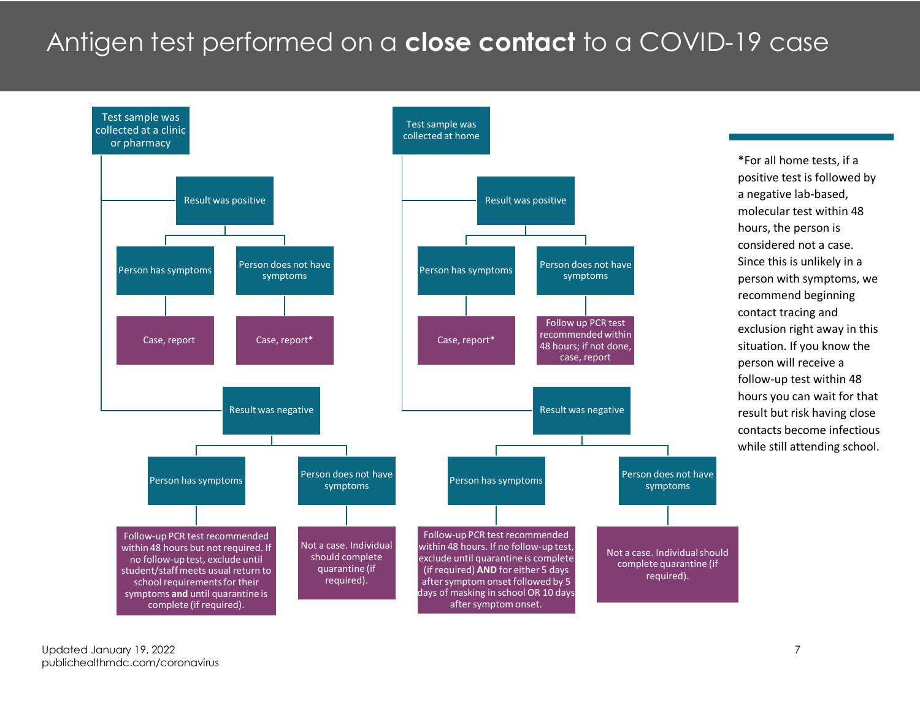# Antigen test performed on a **close contact** to a COVID-19 case

## Test sample was collected at a clinic or pharmacy

- **Result was positive**
  - Person has symptoms → Case, report
  - Person does not have symptoms → Case, report*
- **Result was negative**
  - Person has symptoms → Follow-up PCR test recommended within 48 hours but not required. If no follow-up test, exclude until student/staff meets usual return to school requirements for their symptoms **and** until quarantine is complete (if required).
  - Person does not have symptoms → Not a case. Individual should complete quarantine (if required).

## Test sample was collected at home

- **Result was positive**
  - Person has symptoms → Case, report*
  - Person does not have symptoms → Follow up PCR test recommended within 48 hours; if not done, case, report
- **Result was negative**
  - Person has symptoms → Follow-up PCR test recommended within 48 hours. If no follow-up test, exclude until quarantine is complete (if required) **AND** for either 5 days after symptom onset followed by 5 days of masking in school OR 10 days after symptom onset.
  - Person does not have symptoms → Not a case. Individual should complete quarantine (if required).

*For all home tests, if a positive test is followed by a negative lab-based, molecular test within 48 hours, the person is considered not a case. Since this is unlikely in a person with symptoms, we recommend beginning contact tracing and exclusion right away in this situation. If you know the person will receive a follow-up test within 48 hours you can wait for that result but risk having close contacts become infectious while still attending school.

Updated January 19, 2022
publichealthmdc.com/coronavirus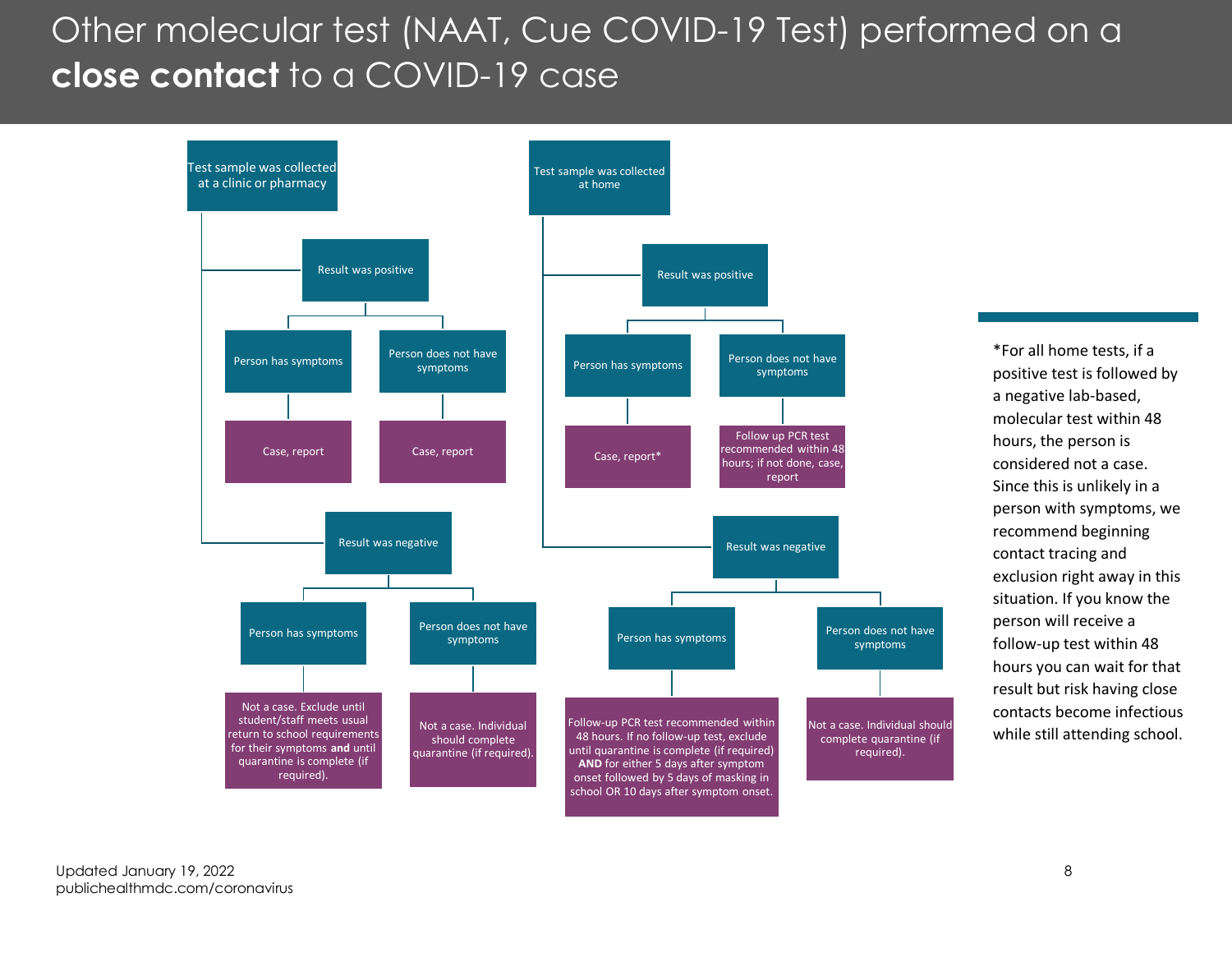# Other molecular test (NAAT, Cue COVID-19 Test) performed on a **close contact** to a COVID-19 case

### Test sample was collected at a clinic or pharmacy

- Result was positive
  - Person has symptoms
    - Case, report
  - Person does not have symptoms
    - Case, report
- Result was negative
  - Person has symptoms
    - Not a case. Exclude until student/staff meets usual return to school requirements for their symptoms **and** until quarantine is complete (if required).
  - Person does not have symptoms
    - Not a case. Individual should complete quarantine (if required).

### Test sample was collected at home

- Result was positive
  - Person has symptoms
    - Case, report*
  - Person does not have symptoms
    - Follow up PCR test recommended within 48 hours; if not done, case, report
- Result was negative
  - Person has symptoms
    - Follow-up PCR test recommended within 48 hours. If no follow-up test, exclude until quarantine is complete (if required) **AND** for either 5 days after symptom onset followed by 5 days of masking in school OR 10 days after symptom onset.
  - Person does not have symptoms
    - Not a case. Individual should complete quarantine (if required).

*For all home tests, if a positive test is followed by a negative lab-based, molecular test within 48 hours, the person is considered not a case. Since this is unlikely in a person with symptoms, we recommend beginning contact tracing and exclusion right away in this situation. If you know the person will receive a follow-up test within 48 hours you can wait for that result but risk having close contacts become infectious while still attending school.

Updated January 19, 2022
publichealthmdc.com/coronavirus